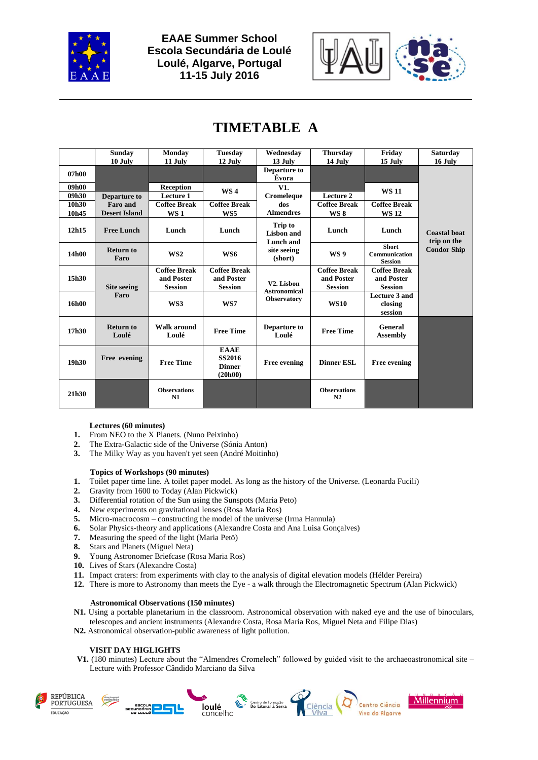**EAAE Summer School**
**Escola Secundária de Loulé**
**Loulé, Algarve, Portugal**
**11-15 July 2016**

# TIMETABLE A

| | Sunday 10 July | Monday 11 July | Tuesday 12 July | Wednesday 13 July | Thursday 14 July | Friday 15 July | Saturday 16 July |
|---|---|---|---|---|---|---|---|
| 07h00 | | | | Departure to Évora | | | Coastal boat trip on the Condor Ship |
| 09h00 | Departure to Faro and Desert Island | Reception | WS 4 | V1. Cromeleque dos Almendres | | WS 11 | |
| 09h30 | | Lecture 1 | | | Lecture 2 | | |
| 10h30 | | Coffee Break | Coffee Break | | Coffee Break | Coffee Break | |
| 10h45 | | WS 1 | WS5 | | WS 8 | WS 12 | |
| 12h15 | Free Lunch | Lunch | Lunch | Trip to Lisbon and Lunch and site seeing (short) | Lunch | Lunch | |
| 14h00 | Return to Faro | WS2 | WS6 | | WS 9 | Short Communication Session | |
| 15h30 | Site seeing Faro | Coffee Break and Poster Session | Coffee Break and Poster Session | V2. Lisbon Astronomical Observatory | Coffee Break and Poster Session | Coffee Break and Poster Session | |
| 16h00 | | WS3 | WS7 | | WS10 | Lecture 3 and closing session | |
| 17h30 | Return to Loulé | Walk around Loulé | Free Time | Departure to Loulé | Free Time | General Assembly | |
| 19h30 | Free evening | Free Time | EAAE SS2016 Dinner (20h00) | Free evening | Dinner ESL | Free evening | |
| 21h30 | | Observations N1 | | | Observations N2 | | |

**Lectures (60 minutes)**

1. From NEO to the X Planets. (Nuno Peixinho)
2. The Extra-Galactic side of the Universe (Sónia Anton)
3. The Milky Way as you haven't yet seen (André Moitinho)

**Topics of Workshops (90 minutes)**

1. Toilet paper time line. A toilet paper model. As long as the history of the Universe. (Leonarda Fucili)
2. Gravity from 1600 to Today (Alan Pickwick)
3. Differential rotation of the Sun using the Sunspots (Maria Peto)
4. New experiments on gravitational lenses (Rosa Maria Ros)
5. Micro-macrocosm – constructing the model of the universe (Irma Hannula)
6. Solar Physics-theory and applications (Alexandre Costa and Ana Luisa Gonçalves)
7. Measuring the speed of the light (Maria Petö)
8. Stars and Planets (Miguel Neta)
9. Young Astronomer Briefcase (Rosa Maria Ros)
10. Lives of Stars (Alexandre Costa)
11. Impact craters: from experiments with clay to the analysis of digital elevation models (Hélder Pereira)
12. There is more to Astronomy than meets the Eye - a walk through the Electromagnetic Spectrum (Alan Pickwick)

**Astronomical Observations (150 minutes)**

**N1.** Using a portable planetarium in the classroom. Astronomical observation with naked eye and the use of binoculars, telescopes and ancient instruments (Alexandre Costa, Rosa Maria Ros, Miguel Neta and Filipe Dias)

**N2.** Astronomical observation-public awareness of light pollution.

**VISIT DAY HIGLIGHTS**

**V1.** (180 minutes) Lecture about the "Almendres Cromelech" followed by guided visit to the archaeoastronomical site – Lecture with Professor Cândido Marciano da Silva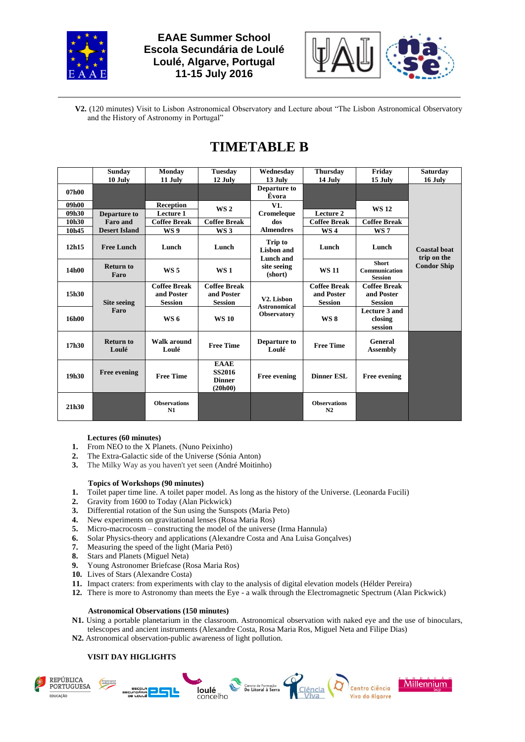**V2.** (120 minutes) Visit to Lisbon Astronomical Observatory and Lecture about "The Lisbon Astronomical Observatory and the History of Astronomy in Portugal"

# TIMETABLE B

| | Sunday 10 July | Monday 11 July | Tuesday 12 July | Wednesday 13 July | Thursday 14 July | Friday 15 July | Saturday 16 July |
|---|---|---|---|---|---|---|---|
| 07h00 | | | | Departure to Évora | | | Coastal boat trip on the Condor Ship |
| 09h00 | Departure to Faro and Desert Island | Reception | WS 2 | V1. Cromeleque dos Almendres | Lecture 2 | WS 12 | |
| 09h30 | | Lecture 1 | | | | | |
| 10h30 | | Coffee Break | Coffee Break | | Coffee Break | Coffee Break | |
| 10h45 | | WS 9 | WS 3 | | WS 4 | WS 7 | |
| 12h15 | Free Lunch | Lunch | Lunch | Trip to Lisbon and Lunch and site seeing (short) | Lunch | Lunch | |
| 14h00 | Return to Faro | WS 5 | WS 1 | | WS 11 | Short Communication Session | |
| 15h30 | Site seeing Faro | Coffee Break and Poster Session | Coffee Break and Poster Session | V2. Lisbon Astronomical Observatory | Coffee Break and Poster Session | Coffee Break and Poster Session | |
| 16h00 | | WS 6 | WS 10 | | WS 8 | Lecture 3 and closing session | |
| 17h30 | Return to Loulé | Walk around Loulé | Free Time | Departure to Loulé | Free Time | General Assembly | |
| 19h30 | Free evening | Free Time | EAAE SS2016 Dinner (20h00) | Free evening | Dinner ESL | Free evening | |
| 21h30 | | Observations N1 | | | Observations N2 | | |

**Lectures (60 minutes)**

1. From NEO to the X Planets. (Nuno Peixinho)
2. The Extra-Galactic side of the Universe (Sónia Anton)
3. The Milky Way as you haven't yet seen (André Moitinho)

**Topics of Workshops (90 minutes)**

1. Toilet paper time line. A toilet paper model. As long as the history of the Universe. (Leonarda Fucili)
2. Gravity from 1600 to Today (Alan Pickwick)
3. Differential rotation of the Sun using the Sunspots (Maria Peto)
4. New experiments on gravitational lenses (Rosa Maria Ros)
5. Micro-macrocosm – constructing the model of the universe (Irma Hannula)
6. Solar Physics-theory and applications (Alexandre Costa and Ana Luisa Gonçalves)
7. Measuring the speed of the light (Maria Petö)
8. Stars and Planets (Miguel Neta)
9. Young Astronomer Briefcase (Rosa Maria Ros)
10. Lives of Stars (Alexandre Costa)
11. Impact craters: from experiments with clay to the analysis of digital elevation models (Hélder Pereira)
12. There is more to Astronomy than meets the Eye - a walk through the Electromagnetic Spectrum (Alan Pickwick)

**Astronomical Observations (150 minutes)**

**N1.** Using a portable planetarium in the classroom. Astronomical observation with naked eye and the use of binoculars, telescopes and ancient instruments (Alexandre Costa, Rosa Maria Ros, Miguel Neta and Filipe Dias)

**N2.** Astronomical observation-public awareness of light pollution.

**VISIT DAY HIGLIGHTS**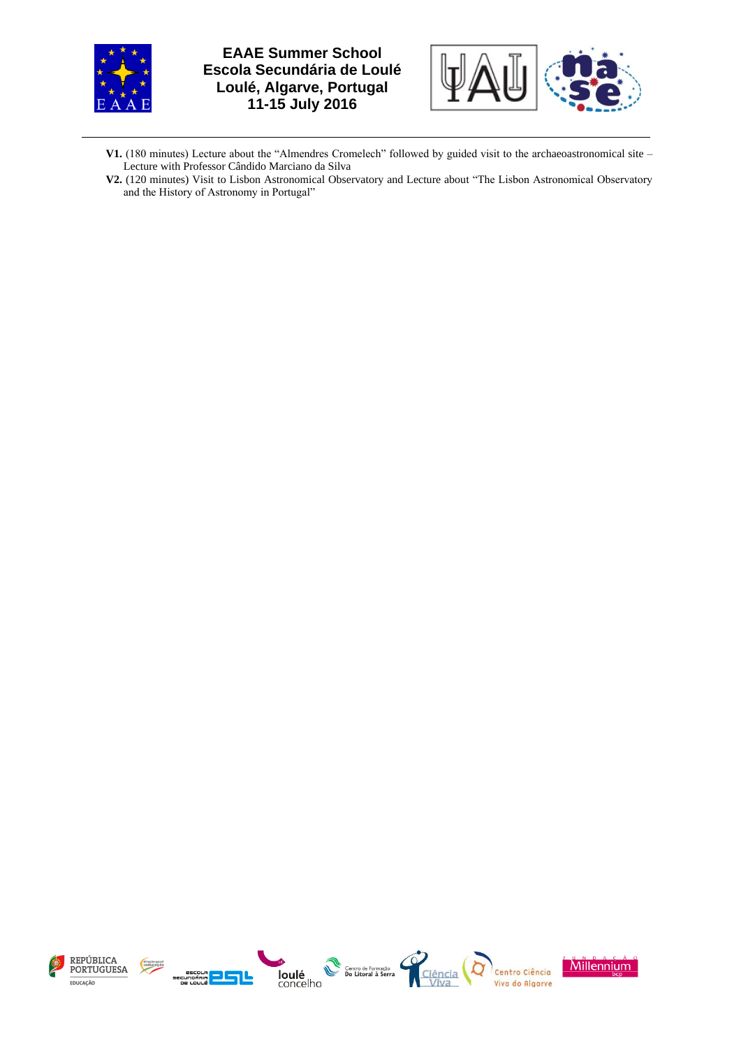- **V1.** (180 minutes) Lecture about the "Almendres Cromelech" followed by guided visit to the archaeoastronomical site – Lecture with Professor Cândido Marciano da Silva
- **V2.** (120 minutes) Visit to Lisbon Astronomical Observatory and Lecture about "The Lisbon Astronomical Observatory and the History of Astronomy in Portugal"